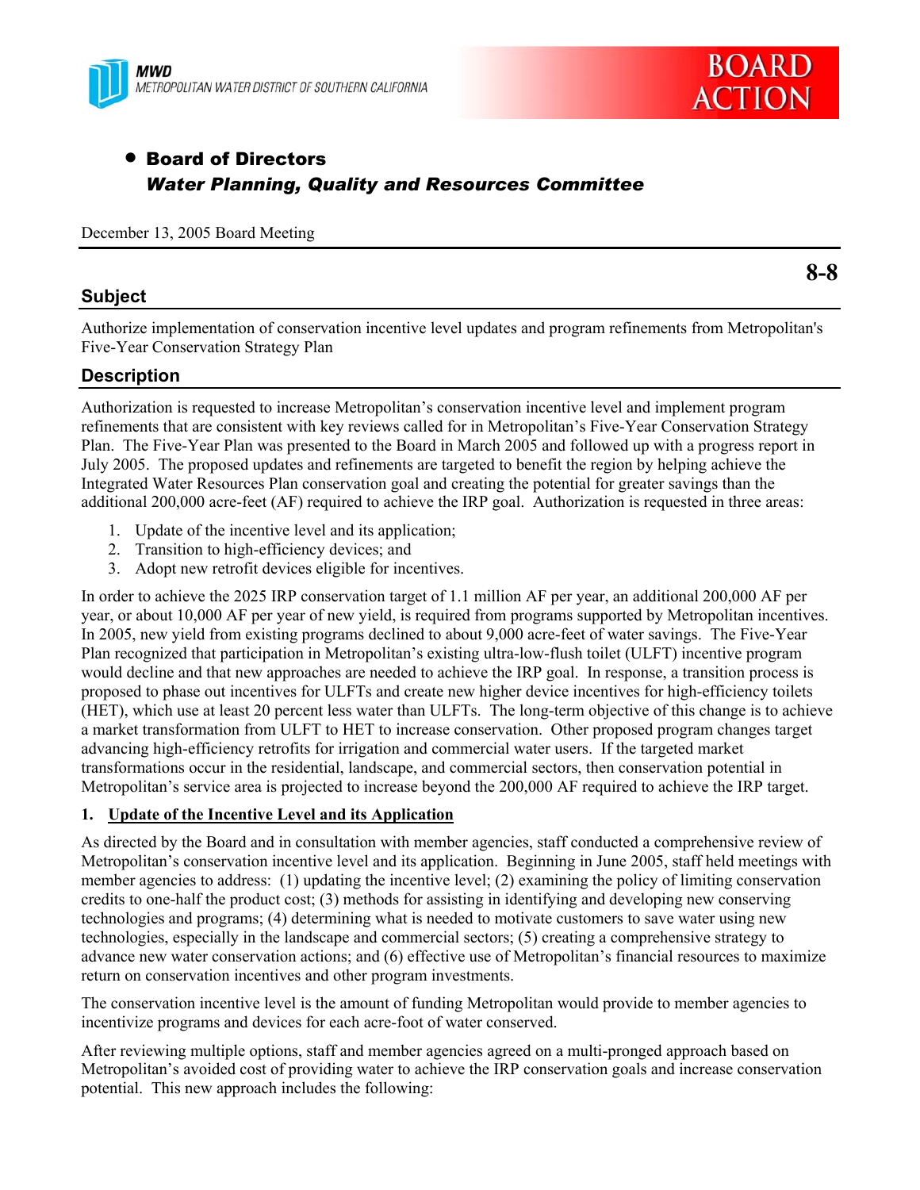MWD
METROPOLITAN WATER DISTRICT OF SOUTHERN CALIFORNIA

**BOARD ACTION**

- **Board of Directors**
  ***Water Planning, Quality and Resources Committee***

December 13, 2005 Board Meeting

**8-8**

## Subject

Authorize implementation of conservation incentive level updates and program refinements from Metropolitan's Five-Year Conservation Strategy Plan

## Description

Authorization is requested to increase Metropolitan's conservation incentive level and implement program refinements that are consistent with key reviews called for in Metropolitan's Five-Year Conservation Strategy Plan. The Five-Year Plan was presented to the Board in March 2005 and followed up with a progress report in July 2005. The proposed updates and refinements are targeted to benefit the region by helping achieve the Integrated Water Resources Plan conservation goal and creating the potential for greater savings than the additional 200,000 acre-feet (AF) required to achieve the IRP goal. Authorization is requested in three areas:

1. Update of the incentive level and its application;
2. Transition to high-efficiency devices; and
3. Adopt new retrofit devices eligible for incentives.

In order to achieve the 2025 IRP conservation target of 1.1 million AF per year, an additional 200,000 AF per year, or about 10,000 AF per year of new yield, is required from programs supported by Metropolitan incentives. In 2005, new yield from existing programs declined to about 9,000 acre-feet of water savings. The Five-Year Plan recognized that participation in Metropolitan's existing ultra-low-flush toilet (ULFT) incentive program would decline and that new approaches are needed to achieve the IRP goal. In response, a transition process is proposed to phase out incentives for ULFTs and create new higher device incentives for high-efficiency toilets (HET), which use at least 20 percent less water than ULFTs. The long-term objective of this change is to achieve a market transformation from ULFT to HET to increase conservation. Other proposed program changes target advancing high-efficiency retrofits for irrigation and commercial water users. If the targeted market transformations occur in the residential, landscape, and commercial sectors, then conservation potential in Metropolitan's service area is projected to increase beyond the 200,000 AF required to achieve the IRP target.

### 1. <u>Update of the Incentive Level and its Application</u>

As directed by the Board and in consultation with member agencies, staff conducted a comprehensive review of Metropolitan's conservation incentive level and its application. Beginning in June 2005, staff held meetings with member agencies to address: (1) updating the incentive level; (2) examining the policy of limiting conservation credits to one-half the product cost; (3) methods for assisting in identifying and developing new conserving technologies and programs; (4) determining what is needed to motivate customers to save water using new technologies, especially in the landscape and commercial sectors; (5) creating a comprehensive strategy to advance new water conservation actions; and (6) effective use of Metropolitan's financial resources to maximize return on conservation incentives and other program investments.

The conservation incentive level is the amount of funding Metropolitan would provide to member agencies to incentivize programs and devices for each acre-foot of water conserved.

After reviewing multiple options, staff and member agencies agreed on a multi-pronged approach based on Metropolitan's avoided cost of providing water to achieve the IRP conservation goals and increase conservation potential. This new approach includes the following: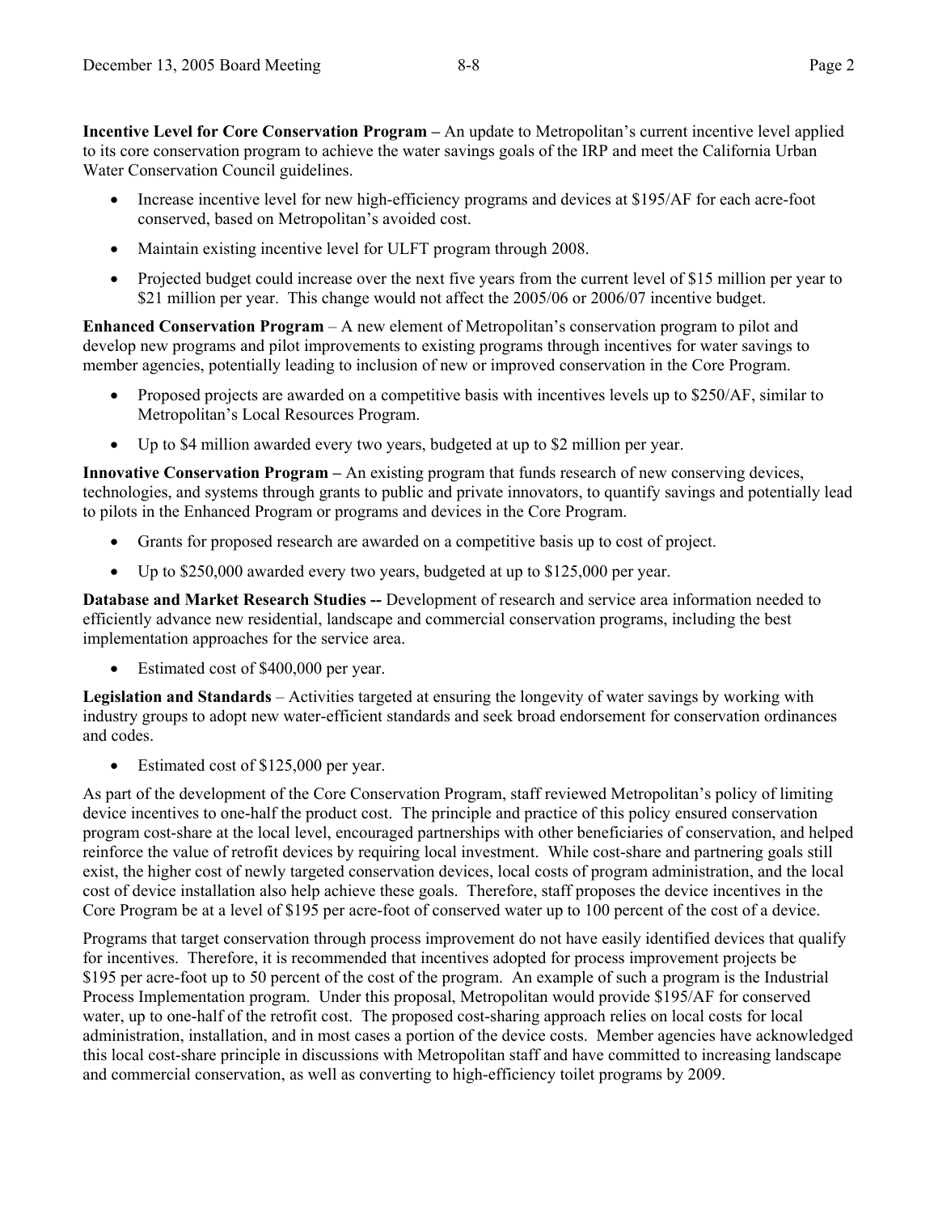**Incentive Level for Core Conservation Program –** An update to Metropolitan's current incentive level applied to its core conservation program to achieve the water savings goals of the IRP and meet the California Urban Water Conservation Council guidelines.

- Increase incentive level for new high-efficiency programs and devices at $195/AF for each acre-foot conserved, based on Metropolitan's avoided cost.
- Maintain existing incentive level for ULFT program through 2008.
- Projected budget could increase over the next five years from the current level of $15 million per year to $21 million per year. This change would not affect the 2005/06 or 2006/07 incentive budget.

**Enhanced Conservation Program** – A new element of Metropolitan's conservation program to pilot and develop new programs and pilot improvements to existing programs through incentives for water savings to member agencies, potentially leading to inclusion of new or improved conservation in the Core Program.

- Proposed projects are awarded on a competitive basis with incentives levels up to $250/AF, similar to Metropolitan's Local Resources Program.
- Up to $4 million awarded every two years, budgeted at up to $2 million per year.

**Innovative Conservation Program –** An existing program that funds research of new conserving devices, technologies, and systems through grants to public and private innovators, to quantify savings and potentially lead to pilots in the Enhanced Program or programs and devices in the Core Program.

- Grants for proposed research are awarded on a competitive basis up to cost of project.
- Up to $250,000 awarded every two years, budgeted at up to $125,000 per year.

**Database and Market Research Studies --** Development of research and service area information needed to efficiently advance new residential, landscape and commercial conservation programs, including the best implementation approaches for the service area.

- Estimated cost of $400,000 per year.

**Legislation and Standards** – Activities targeted at ensuring the longevity of water savings by working with industry groups to adopt new water-efficient standards and seek broad endorsement for conservation ordinances and codes.

- Estimated cost of $125,000 per year.

As part of the development of the Core Conservation Program, staff reviewed Metropolitan's policy of limiting device incentives to one-half the product cost. The principle and practice of this policy ensured conservation program cost-share at the local level, encouraged partnerships with other beneficiaries of conservation, and helped reinforce the value of retrofit devices by requiring local investment. While cost-share and partnering goals still exist, the higher cost of newly targeted conservation devices, local costs of program administration, and the local cost of device installation also help achieve these goals. Therefore, staff proposes the device incentives in the Core Program be at a level of $195 per acre-foot of conserved water up to 100 percent of the cost of a device.

Programs that target conservation through process improvement do not have easily identified devices that qualify for incentives. Therefore, it is recommended that incentives adopted for process improvement projects be $195 per acre-foot up to 50 percent of the cost of the program. An example of such a program is the Industrial Process Implementation program. Under this proposal, Metropolitan would provide $195/AF for conserved water, up to one-half of the retrofit cost. The proposed cost-sharing approach relies on local costs for local administration, installation, and in most cases a portion of the device costs. Member agencies have acknowledged this local cost-share principle in discussions with Metropolitan staff and have committed to increasing landscape and commercial conservation, as well as converting to high-efficiency toilet programs by 2009.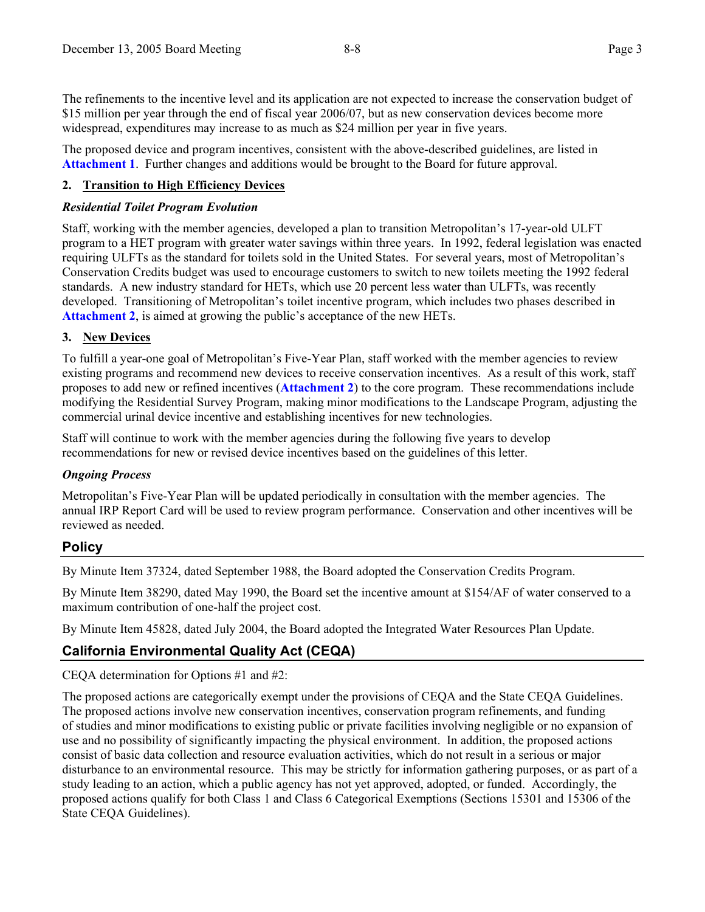The refinements to the incentive level and its application are not expected to increase the conservation budget of $15 million per year through the end of fiscal year 2006/07, but as new conservation devices become more widespread, expenditures may increase to as much as $24 million per year in five years.

The proposed device and program incentives, consistent with the above-described guidelines, are listed in **Attachment 1**. Further changes and additions would be brought to the Board for future approval.

**2. Transition to High Efficiency Devices**

***Residential Toilet Program Evolution***

Staff, working with the member agencies, developed a plan to transition Metropolitan's 17-year-old ULFT program to a HET program with greater water savings within three years. In 1992, federal legislation was enacted requiring ULFTs as the standard for toilets sold in the United States. For several years, most of Metropolitan's Conservation Credits budget was used to encourage customers to switch to new toilets meeting the 1992 federal standards. A new industry standard for HETs, which use 20 percent less water than ULFTs, was recently developed. Transitioning of Metropolitan's toilet incentive program, which includes two phases described in **Attachment 2**, is aimed at growing the public's acceptance of the new HETs.

**3. New Devices**

To fulfill a year-one goal of Metropolitan's Five-Year Plan, staff worked with the member agencies to review existing programs and recommend new devices to receive conservation incentives. As a result of this work, staff proposes to add new or refined incentives (**Attachment 2**) to the core program. These recommendations include modifying the Residential Survey Program, making minor modifications to the Landscape Program, adjusting the commercial urinal device incentive and establishing incentives for new technologies.

Staff will continue to work with the member agencies during the following five years to develop recommendations for new or revised device incentives based on the guidelines of this letter.

***Ongoing Process***

Metropolitan's Five-Year Plan will be updated periodically in consultation with the member agencies. The annual IRP Report Card will be used to review program performance. Conservation and other incentives will be reviewed as needed.

## Policy

By Minute Item 37324, dated September 1988, the Board adopted the Conservation Credits Program.

By Minute Item 38290, dated May 1990, the Board set the incentive amount at $154/AF of water conserved to a maximum contribution of one-half the project cost.

By Minute Item 45828, dated July 2004, the Board adopted the Integrated Water Resources Plan Update.

## California Environmental Quality Act (CEQA)

CEQA determination for Options #1 and #2:

The proposed actions are categorically exempt under the provisions of CEQA and the State CEQA Guidelines. The proposed actions involve new conservation incentives, conservation program refinements, and funding of studies and minor modifications to existing public or private facilities involving negligible or no expansion of use and no possibility of significantly impacting the physical environment. In addition, the proposed actions consist of basic data collection and resource evaluation activities, which do not result in a serious or major disturbance to an environmental resource. This may be strictly for information gathering purposes, or as part of a study leading to an action, which a public agency has not yet approved, adopted, or funded. Accordingly, the proposed actions qualify for both Class 1 and Class 6 Categorical Exemptions (Sections 15301 and 15306 of the State CEQA Guidelines).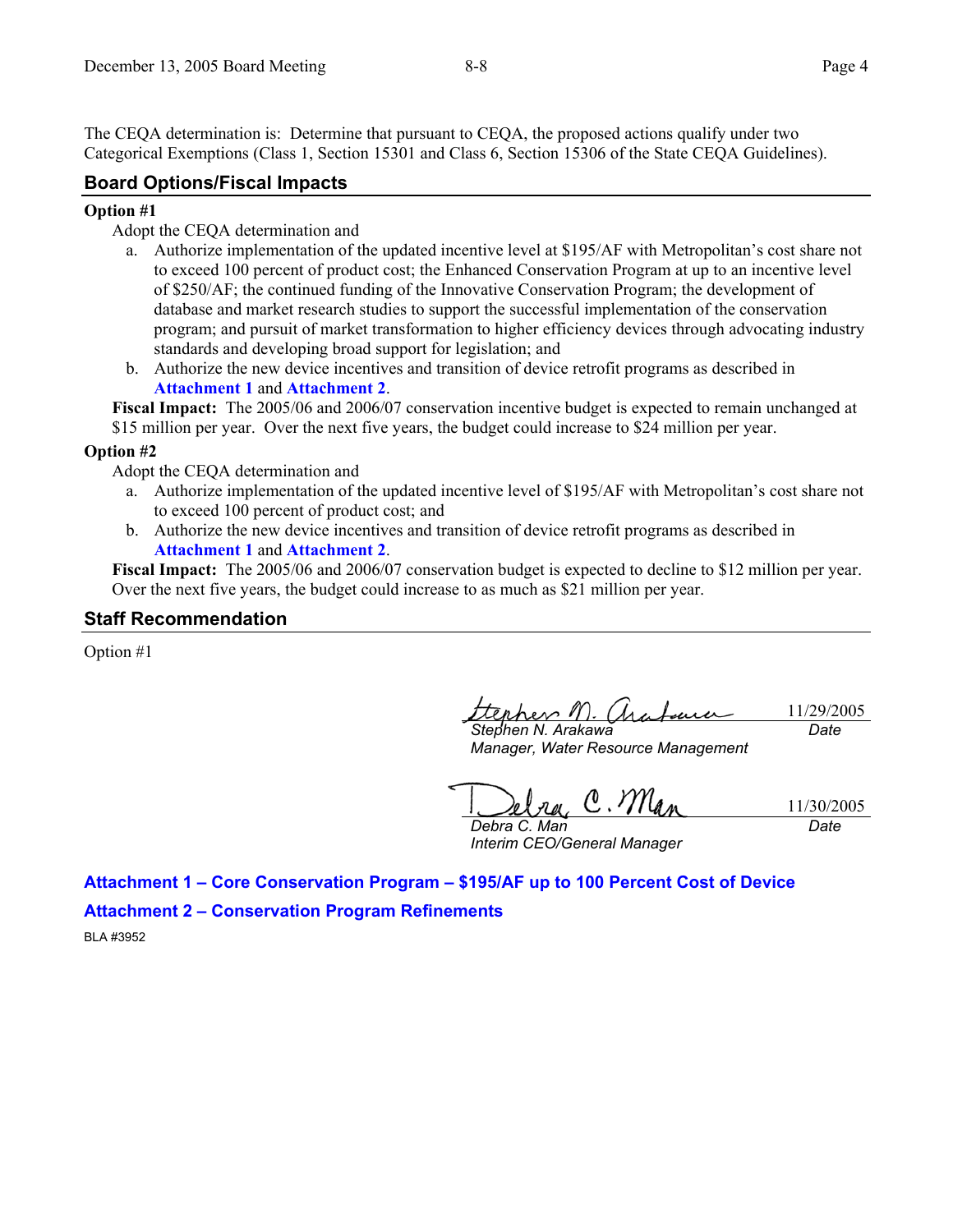The CEQA determination is: Determine that pursuant to CEQA, the proposed actions qualify under two Categorical Exemptions (Class 1, Section 15301 and Class 6, Section 15306 of the State CEQA Guidelines).

## Board Options/Fiscal Impacts

**Option #1**

Adopt the CEQA determination and

a. Authorize implementation of the updated incentive level at $195/AF with Metropolitan's cost share not to exceed 100 percent of product cost; the Enhanced Conservation Program at up to an incentive level of $250/AF; the continued funding of the Innovative Conservation Program; the development of database and market research studies to support the successful implementation of the conservation program; and pursuit of market transformation to higher efficiency devices through advocating industry standards and developing broad support for legislation; and

b. Authorize the new device incentives and transition of device retrofit programs as described in **Attachment 1** and **Attachment 2**.

**Fiscal Impact:** The 2005/06 and 2006/07 conservation incentive budget is expected to remain unchanged at $15 million per year. Over the next five years, the budget could increase to $24 million per year.

**Option #2**

Adopt the CEQA determination and

a. Authorize implementation of the updated incentive level of $195/AF with Metropolitan's cost share not to exceed 100 percent of product cost; and

b. Authorize the new device incentives and transition of device retrofit programs as described in **Attachment 1** and **Attachment 2**.

**Fiscal Impact:** The 2005/06 and 2006/07 conservation budget is expected to decline to $12 million per year. Over the next five years, the budget could increase to as much as $21 million per year.

## Staff Recommendation

Option #1

Stephen N. Arakawa — 11/29/2005
*Stephen N. Arakawa*
*Manager, Water Resource Management*
*Date*

Debra C. Man — 11/30/2005
*Debra C. Man*
*Interim CEO/General Manager*
*Date*

**Attachment 1 – Core Conservation Program – $195/AF up to 100 Percent Cost of Device**

**Attachment 2 – Conservation Program Refinements**

BLA #3952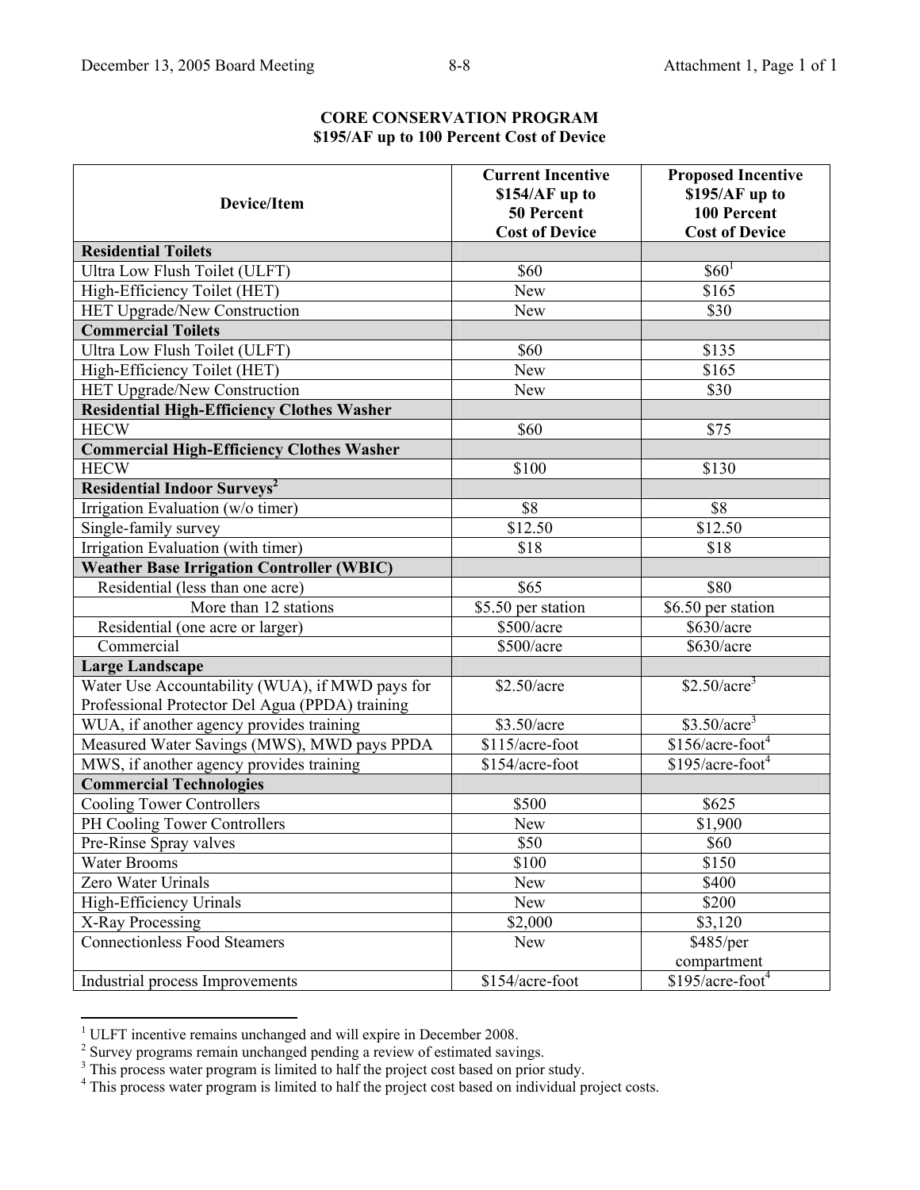**CORE CONSERVATION PROGRAM**
**$195/AF up to 100 Percent Cost of Device**

| Device/Item | Current Incentive $154/AF up to 50 Percent Cost of Device | Proposed Incentive $195/AF up to 100 Percent Cost of Device |
|---|---|---|
| **Residential Toilets** | | |
| Ultra Low Flush Toilet (ULFT) | $60 | $60[1] |
| High-Efficiency Toilet (HET) | New | $165 |
| HET Upgrade/New Construction | New | $30 |
| **Commercial Toilets** | | |
| Ultra Low Flush Toilet (ULFT) | $60 | $135 |
| High-Efficiency Toilet (HET) | New | $165 |
| HET Upgrade/New Construction | New | $30 |
| **Residential High-Efficiency Clothes Washer** | | |
| HECW | $60 | $75 |
| **Commercial High-Efficiency Clothes Washer** | | |
| HECW | $100 | $130 |
| **Residential Indoor Surveys[2]** | | |
| Irrigation Evaluation (w/o timer) | $8 | $8 |
| Single-family survey | $12.50 | $12.50 |
| Irrigation Evaluation (with timer) | $18 | $18 |
| **Weather Base Irrigation Controller (WBIC)** | | |
| Residential (less than one acre) | $65 | $80 |
| More than 12 stations | $5.50 per station | $6.50 per station |
| Residential (one acre or larger) | $500/acre | $630/acre |
| Commercial | $500/acre | $630/acre |
| **Large Landscape** | | |
| Water Use Accountability (WUA), if MWD pays for Professional Protector Del Agua (PPDA) training | $2.50/acre | $2.50/acre[3] |
| WUA, if another agency provides training | $3.50/acre | $3.50/acre[3] |
| Measured Water Savings (MWS), MWD pays PPDA | $115/acre-foot | $156/acre-foot[4] |
| MWS, if another agency provides training | $154/acre-foot | $195/acre-foot[4] |
| **Commercial Technologies** | | |
| Cooling Tower Controllers | $500 | $625 |
| PH Cooling Tower Controllers | New | $1,900 |
| Pre-Rinse Spray valves | $50 | $60 |
| Water Brooms | $100 | $150 |
| Zero Water Urinals | New | $400 |
| High-Efficiency Urinals | New | $200 |
| X-Ray Processing | $2,000 | $3,120 |
| Connectionless Food Steamers | New | $485/per compartment |
| Industrial process Improvements | $154/acre-foot | $195/acre-foot[4] |

[1] ULFT incentive remains unchanged and will expire in December 2008.
[2] Survey programs remain unchanged pending a review of estimated savings.
[3] This process water program is limited to half the project cost based on prior study.
[4] This process water program is limited to half the project cost based on individual project costs.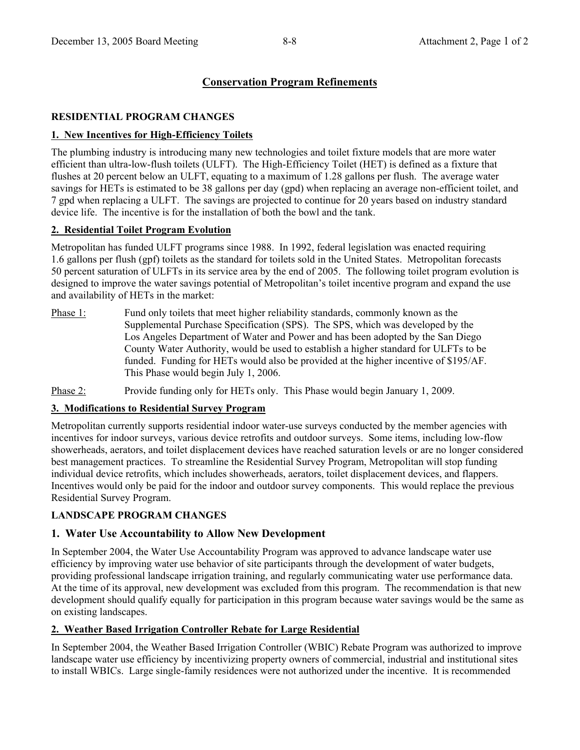# Conservation Program Refinements

## RESIDENTIAL PROGRAM CHANGES

### 1. New Incentives for High-Efficiency Toilets

The plumbing industry is introducing many new technologies and toilet fixture models that are more water efficient than ultra-low-flush toilets (ULFT). The High-Efficiency Toilet (HET) is defined as a fixture that flushes at 20 percent below an ULFT, equating to a maximum of 1.28 gallons per flush. The average water savings for HETs is estimated to be 38 gallons per day (gpd) when replacing an average non-efficient toilet, and 7 gpd when replacing a ULFT. The savings are projected to continue for 20 years based on industry standard device life. The incentive is for the installation of both the bowl and the tank.

### 2. Residential Toilet Program Evolution

Metropolitan has funded ULFT programs since 1988. In 1992, federal legislation was enacted requiring 1.6 gallons per flush (gpf) toilets as the standard for toilets sold in the United States. Metropolitan forecasts 50 percent saturation of ULFTs in its service area by the end of 2005. The following toilet program evolution is designed to improve the water savings potential of Metropolitan's toilet incentive program and expand the use and availability of HETs in the market:

Phase 1: Fund only toilets that meet higher reliability standards, commonly known as the Supplemental Purchase Specification (SPS). The SPS, which was developed by the Los Angeles Department of Water and Power and has been adopted by the San Diego County Water Authority, would be used to establish a higher standard for ULFTs to be funded. Funding for HETs would also be provided at the higher incentive of $195/AF. This Phase would begin July 1, 2006.

Phase 2: Provide funding only for HETs only. This Phase would begin January 1, 2009.

### 3. Modifications to Residential Survey Program

Metropolitan currently supports residential indoor water-use surveys conducted by the member agencies with incentives for indoor surveys, various device retrofits and outdoor surveys. Some items, including low-flow showerheads, aerators, and toilet displacement devices have reached saturation levels or are no longer considered best management practices. To streamline the Residential Survey Program, Metropolitan will stop funding individual device retrofits, which includes showerheads, aerators, toilet displacement devices, and flappers. Incentives would only be paid for the indoor and outdoor survey components. This would replace the previous Residential Survey Program.

## LANDSCAPE PROGRAM CHANGES

### 1. Water Use Accountability to Allow New Development

In September 2004, the Water Use Accountability Program was approved to advance landscape water use efficiency by improving water use behavior of site participants through the development of water budgets, providing professional landscape irrigation training, and regularly communicating water use performance data. At the time of its approval, new development was excluded from this program. The recommendation is that new development should qualify equally for participation in this program because water savings would be the same as on existing landscapes.

### 2. Weather Based Irrigation Controller Rebate for Large Residential

In September 2004, the Weather Based Irrigation Controller (WBIC) Rebate Program was authorized to improve landscape water use efficiency by incentivizing property owners of commercial, industrial and institutional sites to install WBICs. Large single-family residences were not authorized under the incentive. It is recommended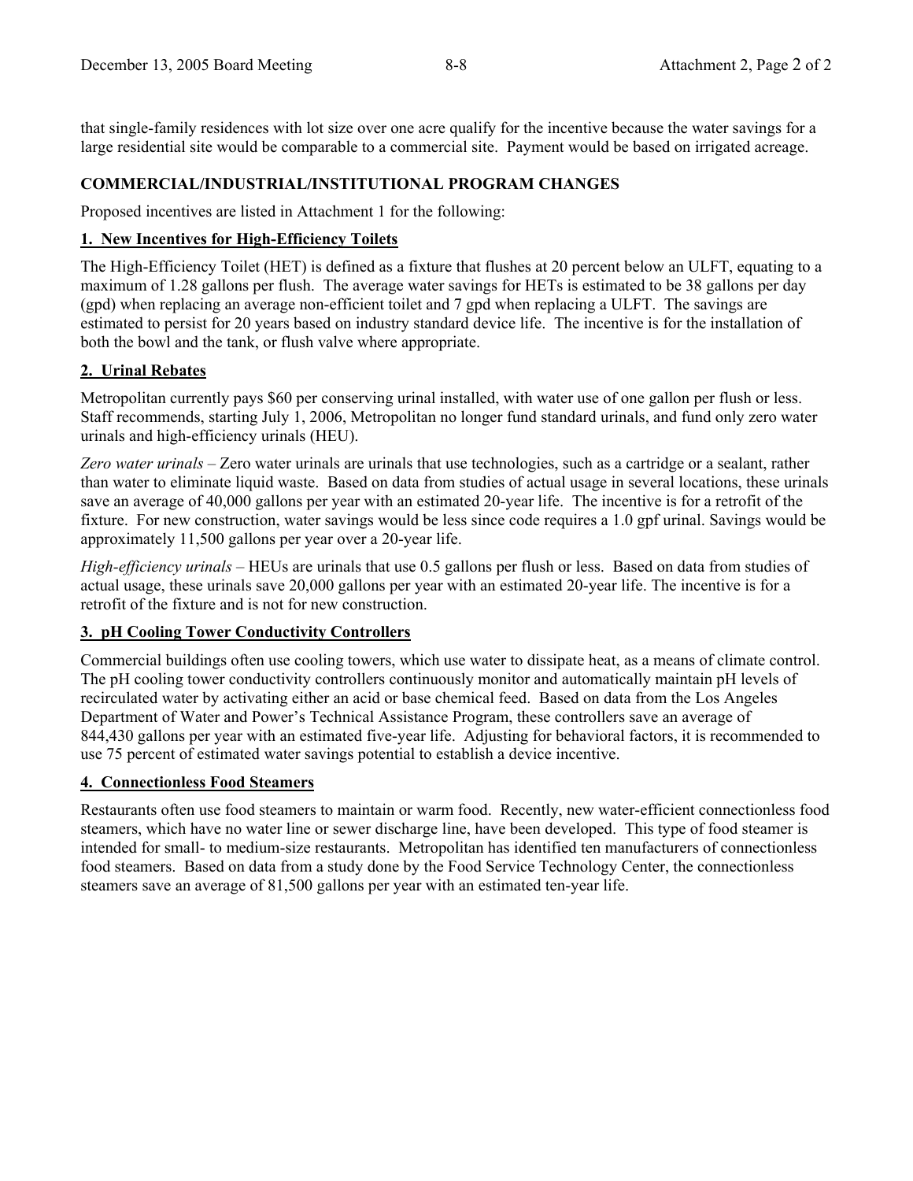that single-family residences with lot size over one acre qualify for the incentive because the water savings for a large residential site would be comparable to a commercial site. Payment would be based on irrigated acreage.

## COMMERCIAL/INDUSTRIAL/INSTITUTIONAL PROGRAM CHANGES

Proposed incentives are listed in Attachment 1 for the following:

### 1. New Incentives for High-Efficiency Toilets

The High-Efficiency Toilet (HET) is defined as a fixture that flushes at 20 percent below an ULFT, equating to a maximum of 1.28 gallons per flush. The average water savings for HETs is estimated to be 38 gallons per day (gpd) when replacing an average non-efficient toilet and 7 gpd when replacing a ULFT. The savings are estimated to persist for 20 years based on industry standard device life. The incentive is for the installation of both the bowl and the tank, or flush valve where appropriate.

### 2. Urinal Rebates

Metropolitan currently pays $60 per conserving urinal installed, with water use of one gallon per flush or less. Staff recommends, starting July 1, 2006, Metropolitan no longer fund standard urinals, and fund only zero water urinals and high-efficiency urinals (HEU).

*Zero water urinals* – Zero water urinals are urinals that use technologies, such as a cartridge or a sealant, rather than water to eliminate liquid waste. Based on data from studies of actual usage in several locations, these urinals save an average of 40,000 gallons per year with an estimated 20-year life. The incentive is for a retrofit of the fixture. For new construction, water savings would be less since code requires a 1.0 gpf urinal. Savings would be approximately 11,500 gallons per year over a 20-year life.

*High-efficiency urinals* – HEUs are urinals that use 0.5 gallons per flush or less. Based on data from studies of actual usage, these urinals save 20,000 gallons per year with an estimated 20-year life. The incentive is for a retrofit of the fixture and is not for new construction.

### 3. pH Cooling Tower Conductivity Controllers

Commercial buildings often use cooling towers, which use water to dissipate heat, as a means of climate control. The pH cooling tower conductivity controllers continuously monitor and automatically maintain pH levels of recirculated water by activating either an acid or base chemical feed. Based on data from the Los Angeles Department of Water and Power's Technical Assistance Program, these controllers save an average of 844,430 gallons per year with an estimated five-year life. Adjusting for behavioral factors, it is recommended to use 75 percent of estimated water savings potential to establish a device incentive.

### 4. Connectionless Food Steamers

Restaurants often use food steamers to maintain or warm food. Recently, new water-efficient connectionless food steamers, which have no water line or sewer discharge line, have been developed. This type of food steamer is intended for small- to medium-size restaurants. Metropolitan has identified ten manufacturers of connectionless food steamers. Based on data from a study done by the Food Service Technology Center, the connectionless steamers save an average of 81,500 gallons per year with an estimated ten-year life.